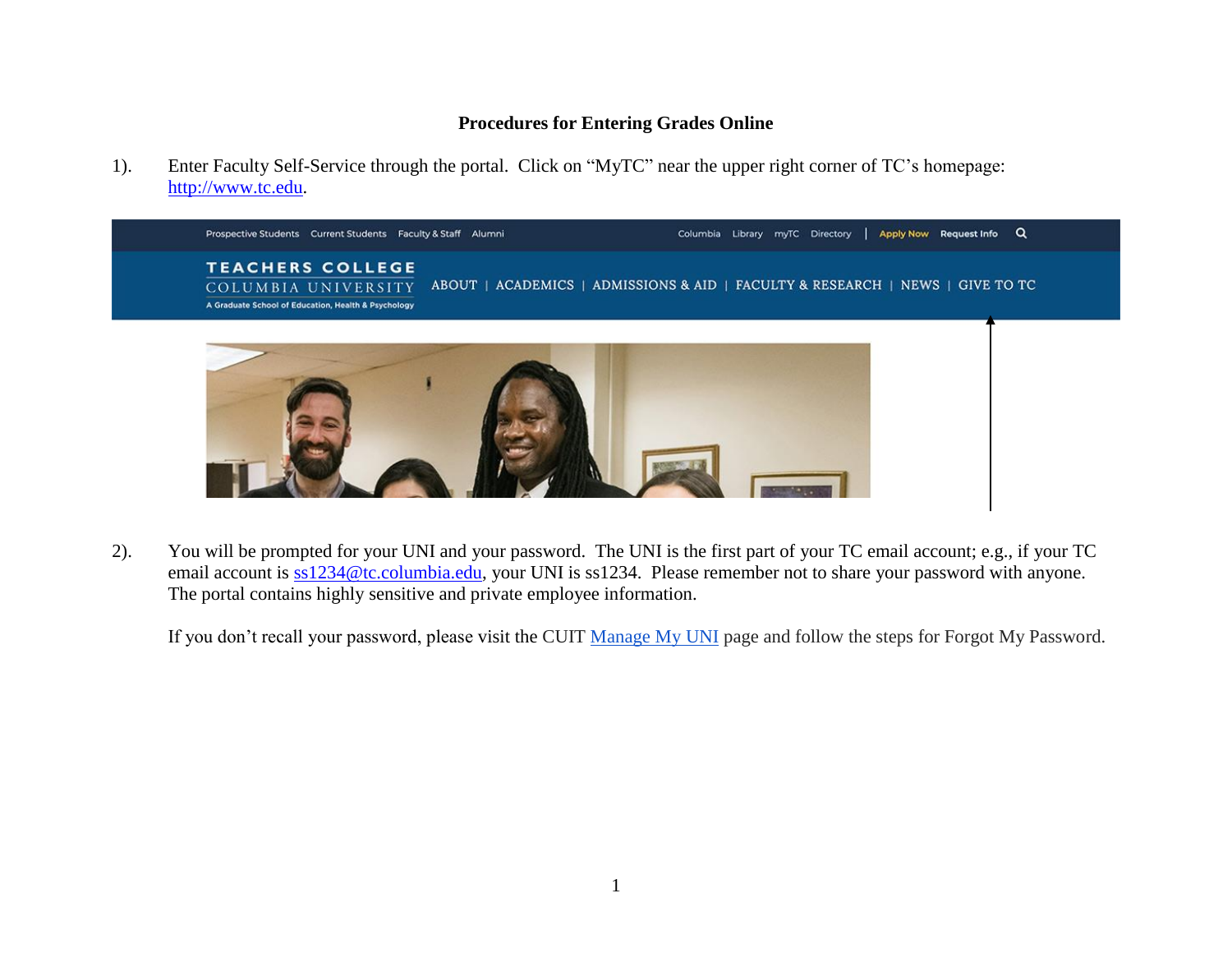# Procedures for Entering Grades Online

1). Enter Faculty Self-Service through the portal. Click on "MyTC" near the upper right corner of TC's homepage: http://www.tc.edu.

2). You will be prompted for your UNI and your password. The UNI is the first part of your TC email account; e.g., if your TC email account is ss1234@tc.columbia.edu, your UNI is ss1234. Please remember not to share your password with anyone. The portal contains highly sensitive and private employee information.

If you don't recall your password, please visit the CUIT Manage My UNI page and follow the steps for Forgot My Password.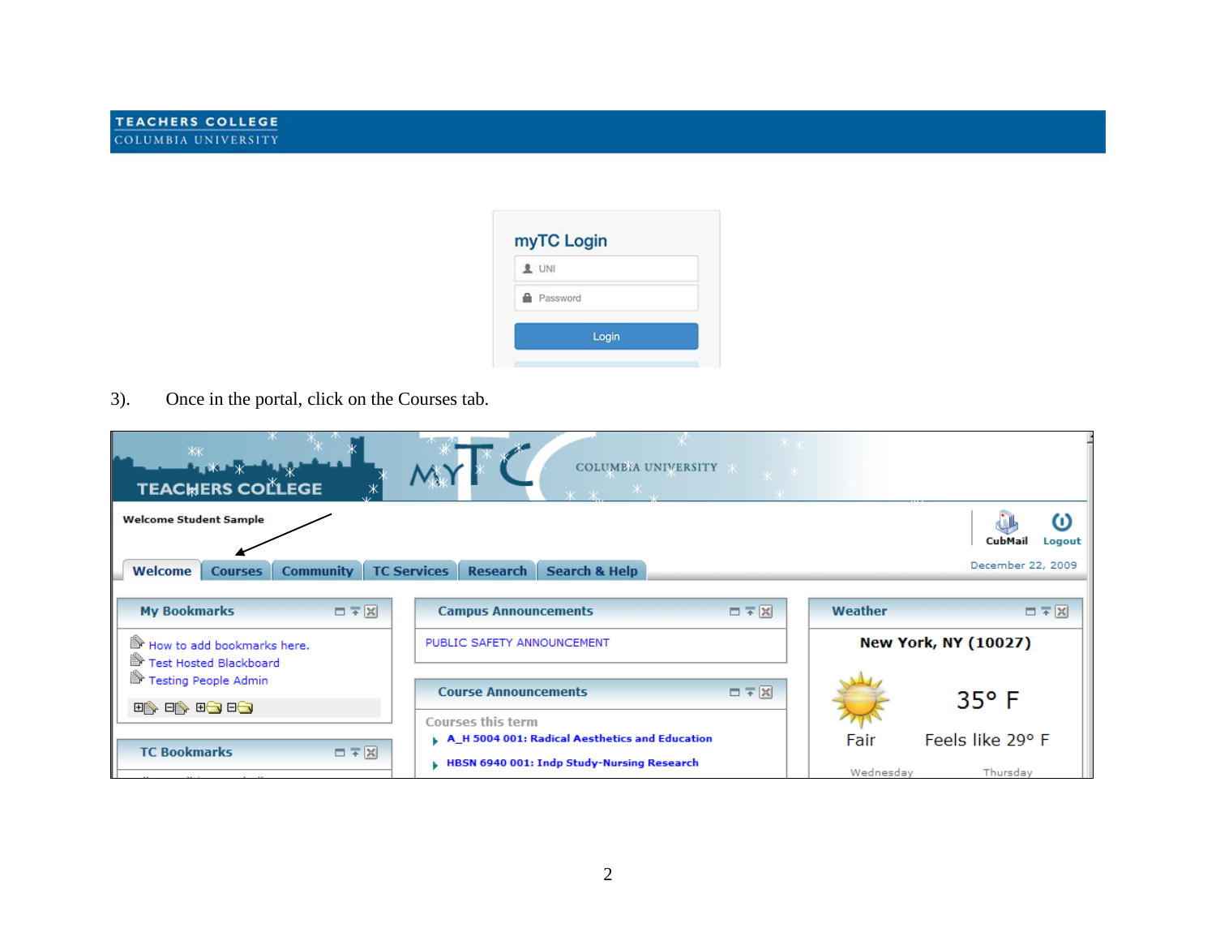3). Once in the portal, click on the Courses tab.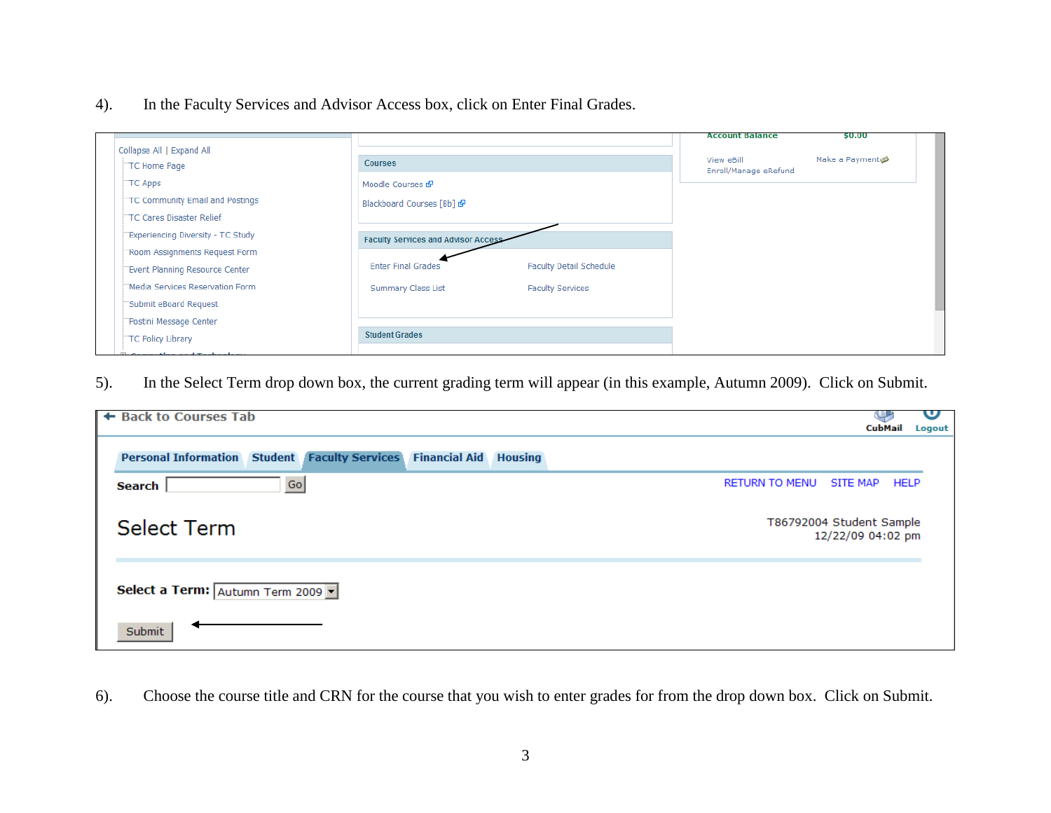4). In the Faculty Services and Advisor Access box, click on Enter Final Grades.

Collapse All | Expand All
TC Home Page
TC Apps
TC Community Email and Postings
TC Cares Disaster Relief
Experiencing Diversity - TC Study
Room Assignments Request Form
Event Planning Resource Center
Media Services Reservation Form
Submit eBoard Request
Postini Message Center
TC Policy Library

Courses
Moodle Courses
Blackboard Courses [Bb]

Faculty Services and Advisor Access
Enter Final Grades
Faculty Detail Schedule
Summary Class List
Faculty Services

Student Grades

Account Balance $0.00
View eBill
Make a Payment
Enroll/Manage eRefund

5). In the Select Term drop down box, the current grading term will appear (in this example, Autumn 2009). Click on Submit.

Back to Courses Tab
CubMail Logout

Personal Information | Student | Faculty Services | Financial Aid | Housing

Search Go
RETURN TO MENU SITE MAP HELP

Select Term

T86792004 Student Sample
12/22/09 04:02 pm

Select a Term: Autumn Term 2009

Submit

6). Choose the course title and CRN for the course that you wish to enter grades for from the drop down box. Click on Submit.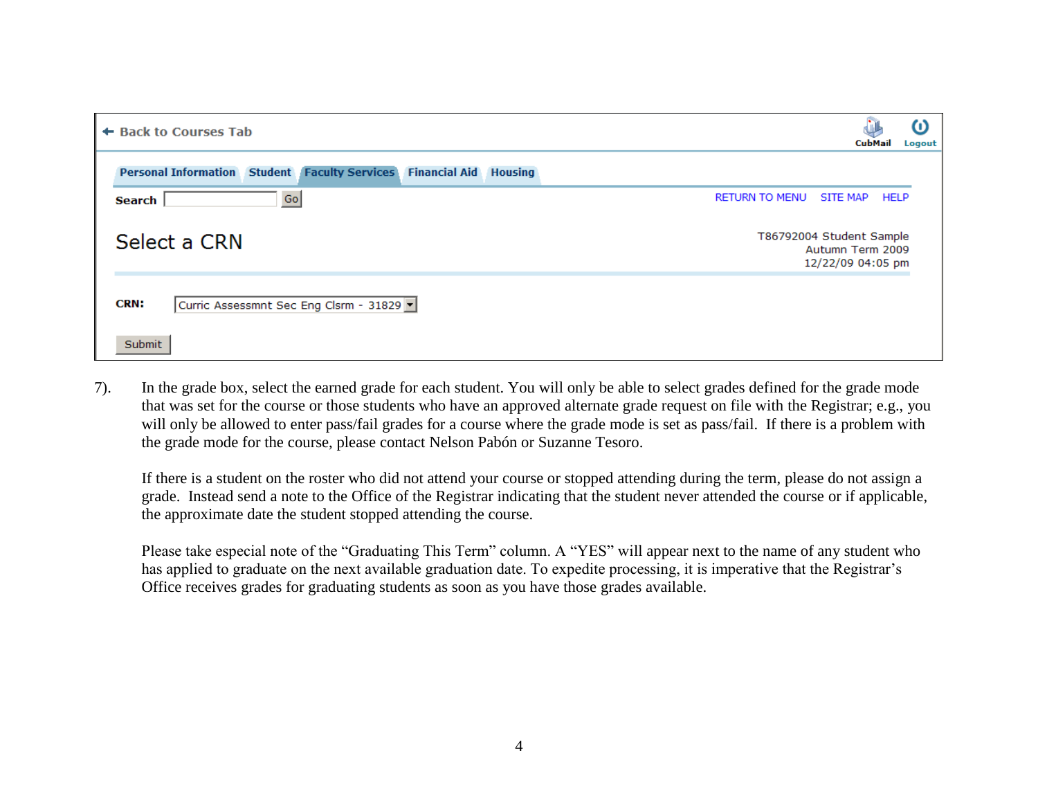← Back to Courses Tab

CubMail Logout

Personal Information | Student | Faculty Services | Financial Aid | Housing

Search [ ] Go

RETURN TO MENU SITE MAP HELP

Select a CRN

T86792004 Student Sample
Autumn Term 2009
12/22/09 04:05 pm

**CRN:** Curric Assessmnt Sec Eng Clsrm - 31829

Submit

7). In the grade box, select the earned grade for each student. You will only be able to select grades defined for the grade mode that was set for the course or those students who have an approved alternate grade request on file with the Registrar; e.g., you will only be allowed to enter pass/fail grades for a course where the grade mode is set as pass/fail. If there is a problem with the grade mode for the course, please contact Nelson Pabón or Suzanne Tesoro.

If there is a student on the roster who did not attend your course or stopped attending during the term, please do not assign a grade. Instead send a note to the Office of the Registrar indicating that the student never attended the course or if applicable, the approximate date the student stopped attending the course.

Please take especial note of the “Graduating This Term” column. A “YES” will appear next to the name of any student who has applied to graduate on the next available graduation date. To expedite processing, it is imperative that the Registrar’s Office receives grades for graduating students as soon as you have those grades available.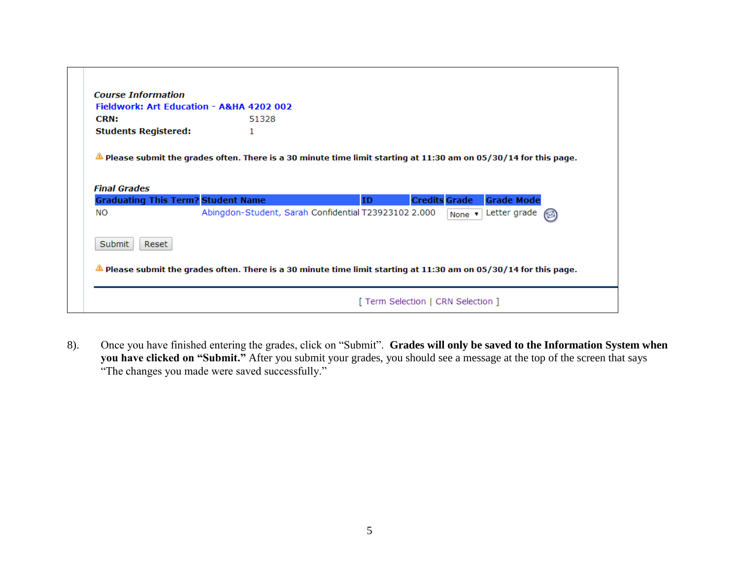***Course Information***

**Fieldwork: Art Education - A&HA 4202 002**

**CRN:** 51328

**Students Registered:** 1

⚠ **Please submit the grades often. There is a 30 minute time limit starting at 11:30 am on 05/30/14 for this page.**

***Final Grades***

| Graduating This Term? | Student Name | ID | Credits | Grade | Grade Mode |
|---|---|---|---|---|---|
| NO | Abingdon-Student, Sarah Confidential | T23923102 | 2.000 | None | Letter grade |

Submit Reset

⚠ **Please submit the grades often. There is a 30 minute time limit starting at 11:30 am on 05/30/14 for this page.**

[ Term Selection | CRN Selection ]

8). Once you have finished entering the grades, click on “Submit”. **Grades will only be saved to the Information System when you have clicked on “Submit.”** After you submit your grades, you should see a message at the top of the screen that says “The changes you made were saved successfully.”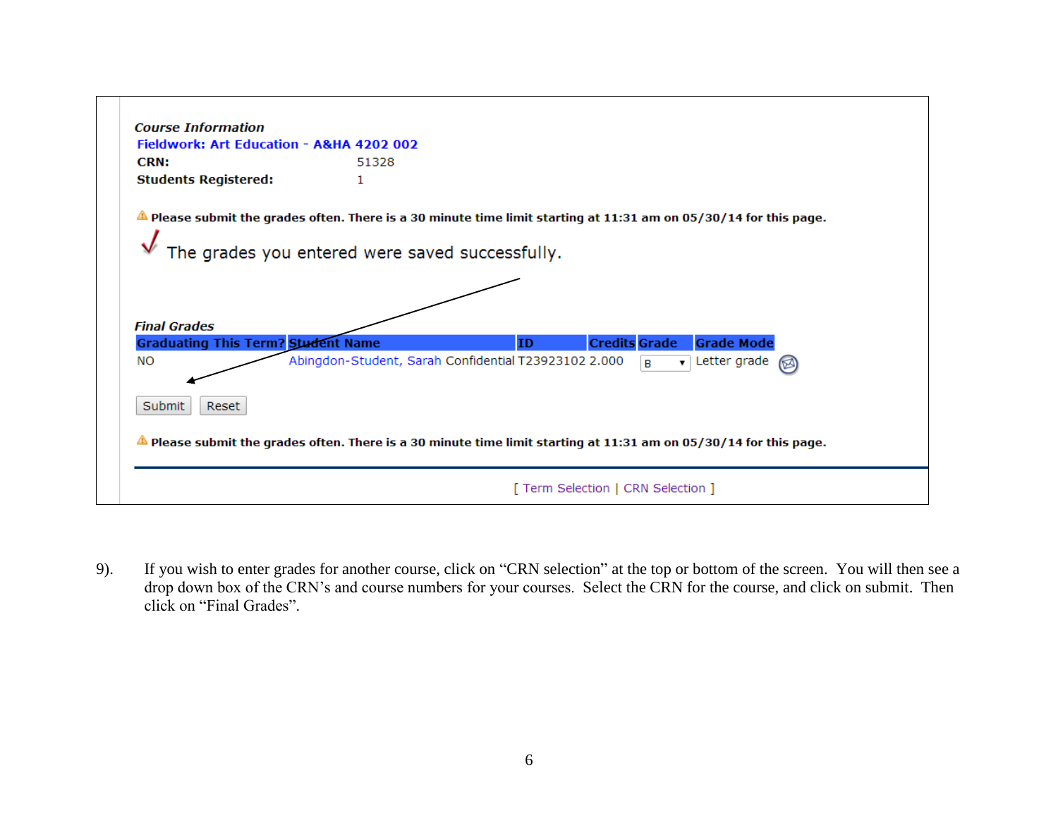*Course Information*

**Fieldwork: Art Education - A&HA 4202 002**

**CRN:** 51328

**Students Registered:** 1

⚠ **Please submit the grades often. There is a 30 minute time limit starting at 11:31 am on 05/30/14 for this page.**

✓ The grades you entered were saved successfully.

*Final Grades*

| Graduating This Term? | Student Name | ID | Credits | Grade | Grade Mode |
|---|---|---|---|---|---|
| NO | Abingdon-Student, Sarah Confidential | T23923102 | 2.000 | B | Letter grade |

Submit | Reset

⚠ **Please submit the grades often. There is a 30 minute time limit starting at 11:31 am on 05/30/14 for this page.**

[ Term Selection | CRN Selection ]

9). If you wish to enter grades for another course, click on "CRN selection" at the top or bottom of the screen. You will then see a drop down box of the CRN's and course numbers for your courses. Select the CRN for the course, and click on submit. Then click on "Final Grades".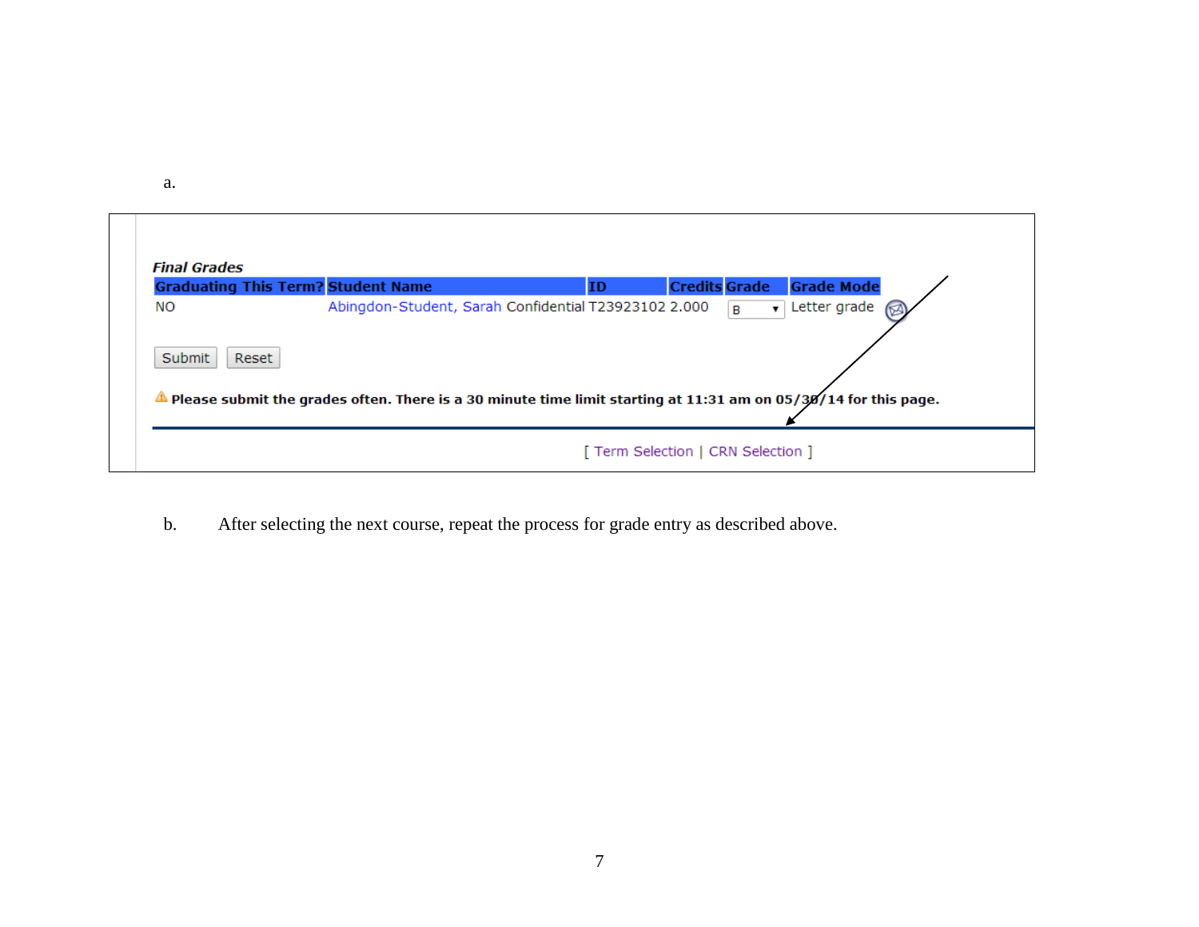a.

**_Final Grades_**

| Graduating This Term? | Student Name | ID | Credits | Grade | Grade Mode |
|---|---|---|---|---|---|
| NO | Abingdon-Student, Sarah Confidential | T23923102 | 2.000 | B | Letter grade |

Submit Reset

⚠ **Please submit the grades often. There is a 30 minute time limit starting at 11:31 am on 05/30/14 for this page.**

[ Term Selection | CRN Selection ]

b. After selecting the next course, repeat the process for grade entry as described above.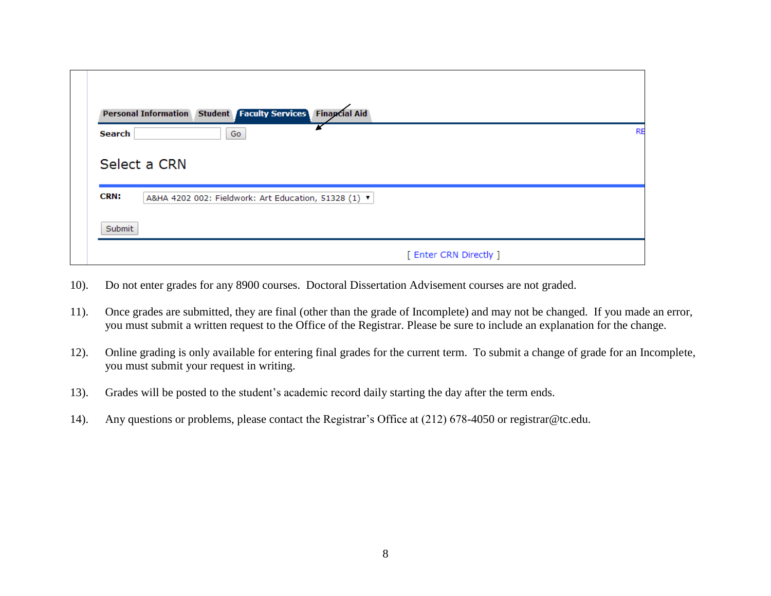Personal Information | Student | Faculty Services | Financial Aid

Search [ ] Go

Select a CRN

CRN: A&HA 4202 002: Fieldwork: Art Education, 51328 (1)

Submit

[ Enter CRN Directly ]

10). Do not enter grades for any 8900 courses. Doctoral Dissertation Advisement courses are not graded.

11). Once grades are submitted, they are final (other than the grade of Incomplete) and may not be changed. If you made an error, you must submit a written request to the Office of the Registrar. Please be sure to include an explanation for the change.

12). Online grading is only available for entering final grades for the current term. To submit a change of grade for an Incomplete, you must submit your request in writing.

13). Grades will be posted to the student's academic record daily starting the day after the term ends.

14). Any questions or problems, please contact the Registrar's Office at (212) 678-4050 or registrar@tc.edu.